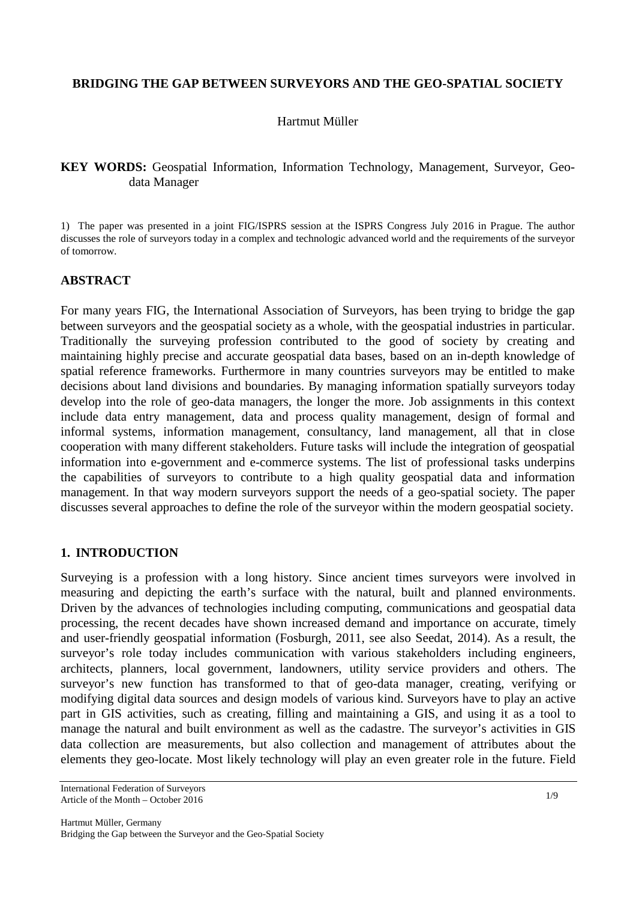# BRIDGING THE GAP BETWEEN SURVEYORS AND THE GEO-SPATIAL SOCIETY

Hartmut Müller

**KEY WORDS:** Geospatial Information, Information Technology, Management, Surveyor, Geo-data Manager

1) The paper was presented in a joint FIG/ISPRS session at the ISPRS Congress July 2016 in Prague. The author discusses the role of surveyors today in a complex and technologic advanced world and the requirements of the surveyor of tomorrow.

## ABSTRACT

For many years FIG, the International Association of Surveyors, has been trying to bridge the gap between surveyors and the geospatial society as a whole, with the geospatial industries in particular. Traditionally the surveying profession contributed to the good of society by creating and maintaining highly precise and accurate geospatial data bases, based on an in-depth knowledge of spatial reference frameworks. Furthermore in many countries surveyors may be entitled to make decisions about land divisions and boundaries. By managing information spatially surveyors today develop into the role of geo-data managers, the longer the more. Job assignments in this context include data entry management, data and process quality management, design of formal and informal systems, information management, consultancy, land management, all that in close cooperation with many different stakeholders. Future tasks will include the integration of geospatial information into e-government and e-commerce systems. The list of professional tasks underpins the capabilities of surveyors to contribute to a high quality geospatial data and information management. In that way modern surveyors support the needs of a geo-spatial society. The paper discusses several approaches to define the role of the surveyor within the modern geospatial society.

## 1. INTRODUCTION

Surveying is a profession with a long history. Since ancient times surveyors were involved in measuring and depicting the earth's surface with the natural, built and planned environments. Driven by the advances of technologies including computing, communications and geospatial data processing, the recent decades have shown increased demand and importance on accurate, timely and user-friendly geospatial information (Fosburgh, 2011, see also Seedat, 2014). As a result, the surveyor's role today includes communication with various stakeholders including engineers, architects, planners, local government, landowners, utility service providers and others. The surveyor's new function has transformed to that of geo-data manager, creating, verifying or modifying digital data sources and design models of various kind. Surveyors have to play an active part in GIS activities, such as creating, filling and maintaining a GIS, and using it as a tool to manage the natural and built environment as well as the cadastre. The surveyor's activities in GIS data collection are measurements, but also collection and management of attributes about the elements they geo-locate. Most likely technology will play an even greater role in the future. Field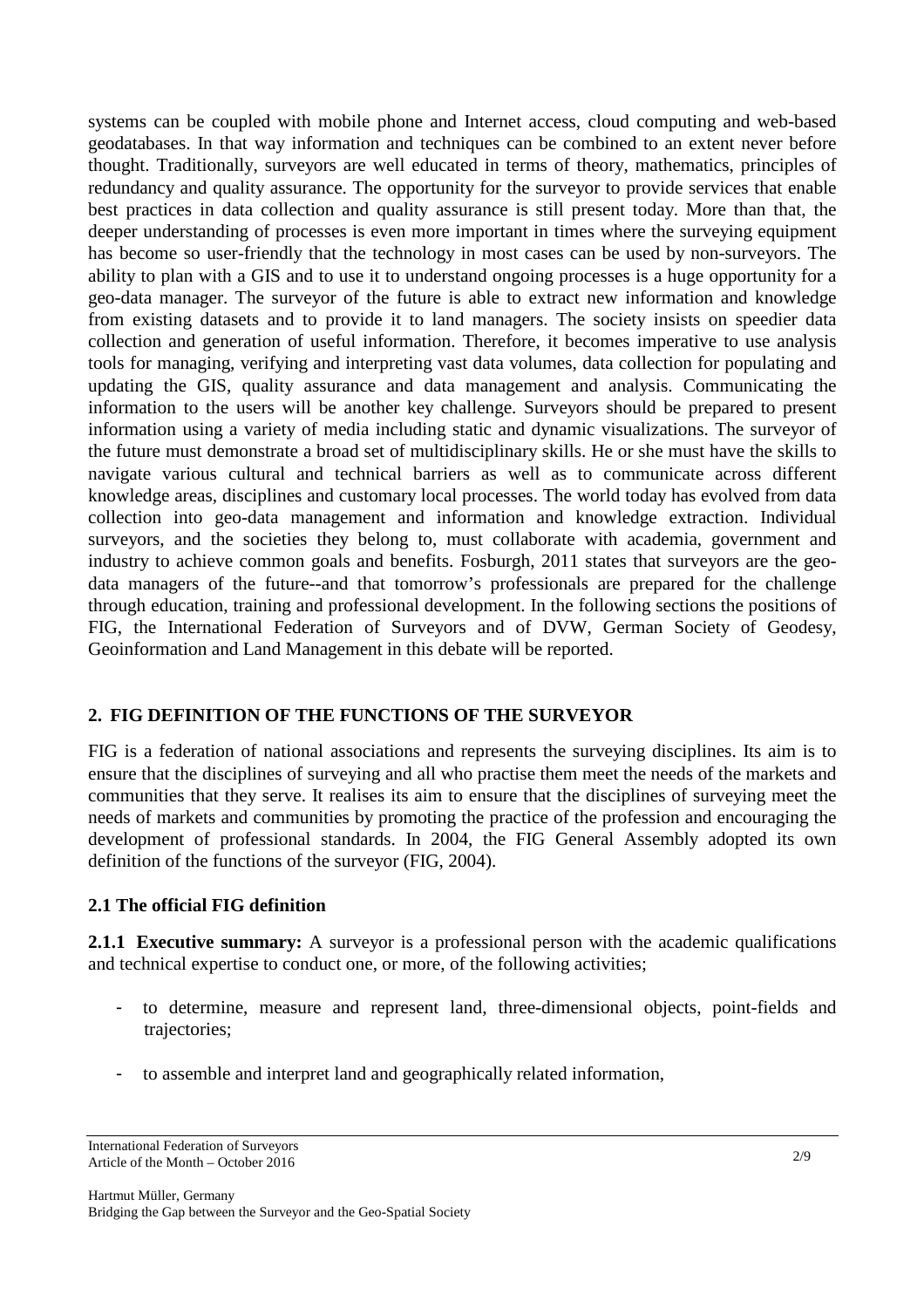systems can be coupled with mobile phone and Internet access, cloud computing and web-based geodatabases. In that way information and techniques can be combined to an extent never before thought. Traditionally, surveyors are well educated in terms of theory, mathematics, principles of redundancy and quality assurance. The opportunity for the surveyor to provide services that enable best practices in data collection and quality assurance is still present today. More than that, the deeper understanding of processes is even more important in times where the surveying equipment has become so user-friendly that the technology in most cases can be used by non-surveyors. The ability to plan with a GIS and to use it to understand ongoing processes is a huge opportunity for a geo-data manager. The surveyor of the future is able to extract new information and knowledge from existing datasets and to provide it to land managers. The society insists on speedier data collection and generation of useful information. Therefore, it becomes imperative to use analysis tools for managing, verifying and interpreting vast data volumes, data collection for populating and updating the GIS, quality assurance and data management and analysis. Communicating the information to the users will be another key challenge. Surveyors should be prepared to present information using a variety of media including static and dynamic visualizations. The surveyor of the future must demonstrate a broad set of multidisciplinary skills. He or she must have the skills to navigate various cultural and technical barriers as well as to communicate across different knowledge areas, disciplines and customary local processes. The world today has evolved from data collection into geo-data management and information and knowledge extraction. Individual surveyors, and the societies they belong to, must collaborate with academia, government and industry to achieve common goals and benefits. Fosburgh, 2011 states that surveyors are the geo-data managers of the future--and that tomorrow's professionals are prepared for the challenge through education, training and professional development. In the following sections the positions of FIG, the International Federation of Surveyors and of DVW, German Society of Geodesy, Geoinformation and Land Management in this debate will be reported.

## 2. FIG DEFINITION OF THE FUNCTIONS OF THE SURVEYOR

FIG is a federation of national associations and represents the surveying disciplines. Its aim is to ensure that the disciplines of surveying and all who practise them meet the needs of the markets and communities that they serve. It realises its aim to ensure that the disciplines of surveying meet the needs of markets and communities by promoting the practice of the profession and encouraging the development of professional standards. In 2004, the FIG General Assembly adopted its own definition of the functions of the surveyor (FIG, 2004).

### 2.1 The official FIG definition

**2.1.1 Executive summary:** A surveyor is a professional person with the academic qualifications and technical expertise to conduct one, or more, of the following activities;

- to determine, measure and represent land, three-dimensional objects, point-fields and trajectories;
- to assemble and interpret land and geographically related information,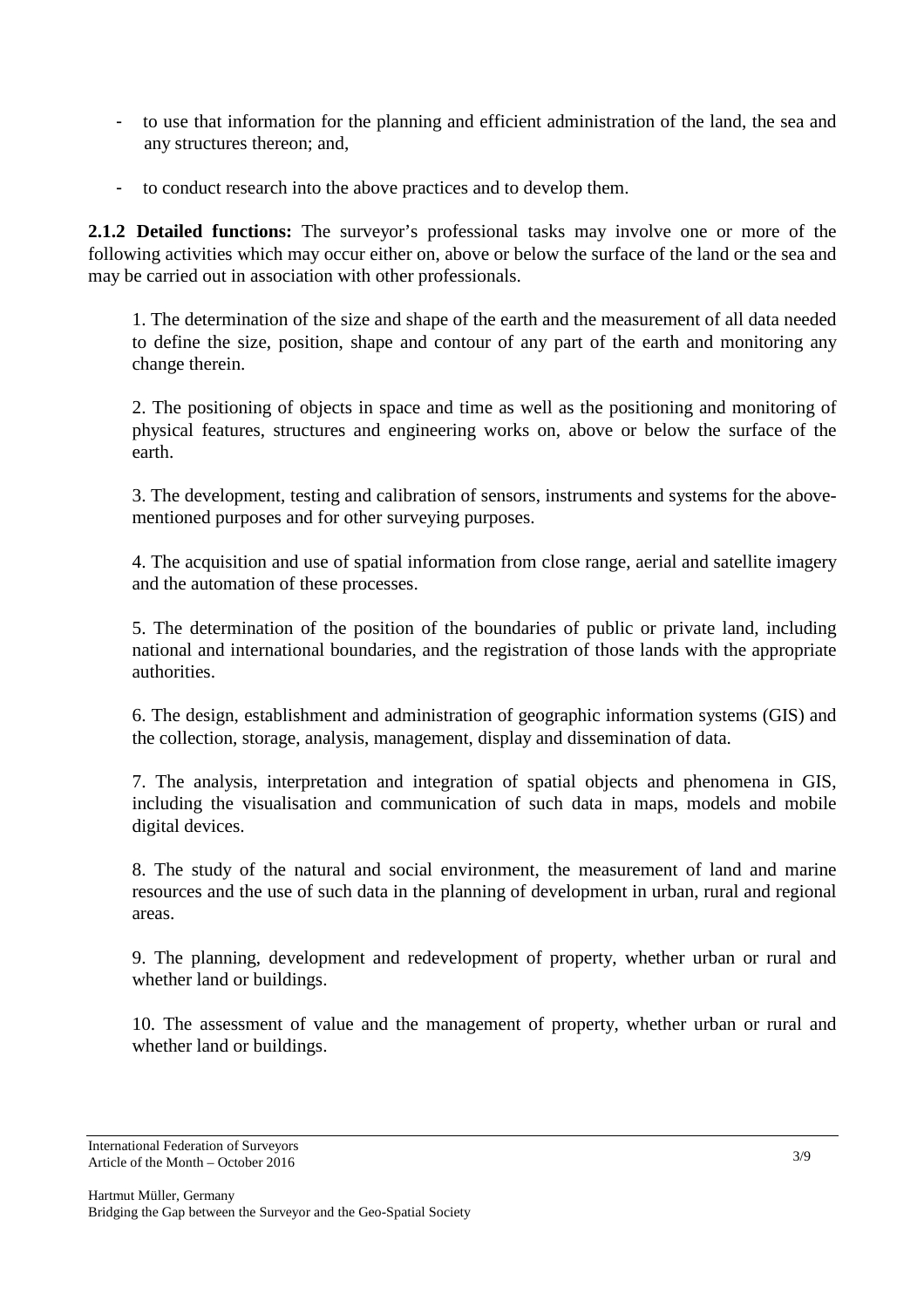- to use that information for the planning and efficient administration of the land, the sea and any structures thereon; and,
- to conduct research into the above practices and to develop them.

**2.1.2 Detailed functions:** The surveyor's professional tasks may involve one or more of the following activities which may occur either on, above or below the surface of the land or the sea and may be carried out in association with other professionals.

1. The determination of the size and shape of the earth and the measurement of all data needed to define the size, position, shape and contour of any part of the earth and monitoring any change therein.

2. The positioning of objects in space and time as well as the positioning and monitoring of physical features, structures and engineering works on, above or below the surface of the earth.

3. The development, testing and calibration of sensors, instruments and systems for the above-mentioned purposes and for other surveying purposes.

4. The acquisition and use of spatial information from close range, aerial and satellite imagery and the automation of these processes.

5. The determination of the position of the boundaries of public or private land, including national and international boundaries, and the registration of those lands with the appropriate authorities.

6. The design, establishment and administration of geographic information systems (GIS) and the collection, storage, analysis, management, display and dissemination of data.

7. The analysis, interpretation and integration of spatial objects and phenomena in GIS, including the visualisation and communication of such data in maps, models and mobile digital devices.

8. The study of the natural and social environment, the measurement of land and marine resources and the use of such data in the planning of development in urban, rural and regional areas.

9. The planning, development and redevelopment of property, whether urban or rural and whether land or buildings.

10. The assessment of value and the management of property, whether urban or rural and whether land or buildings.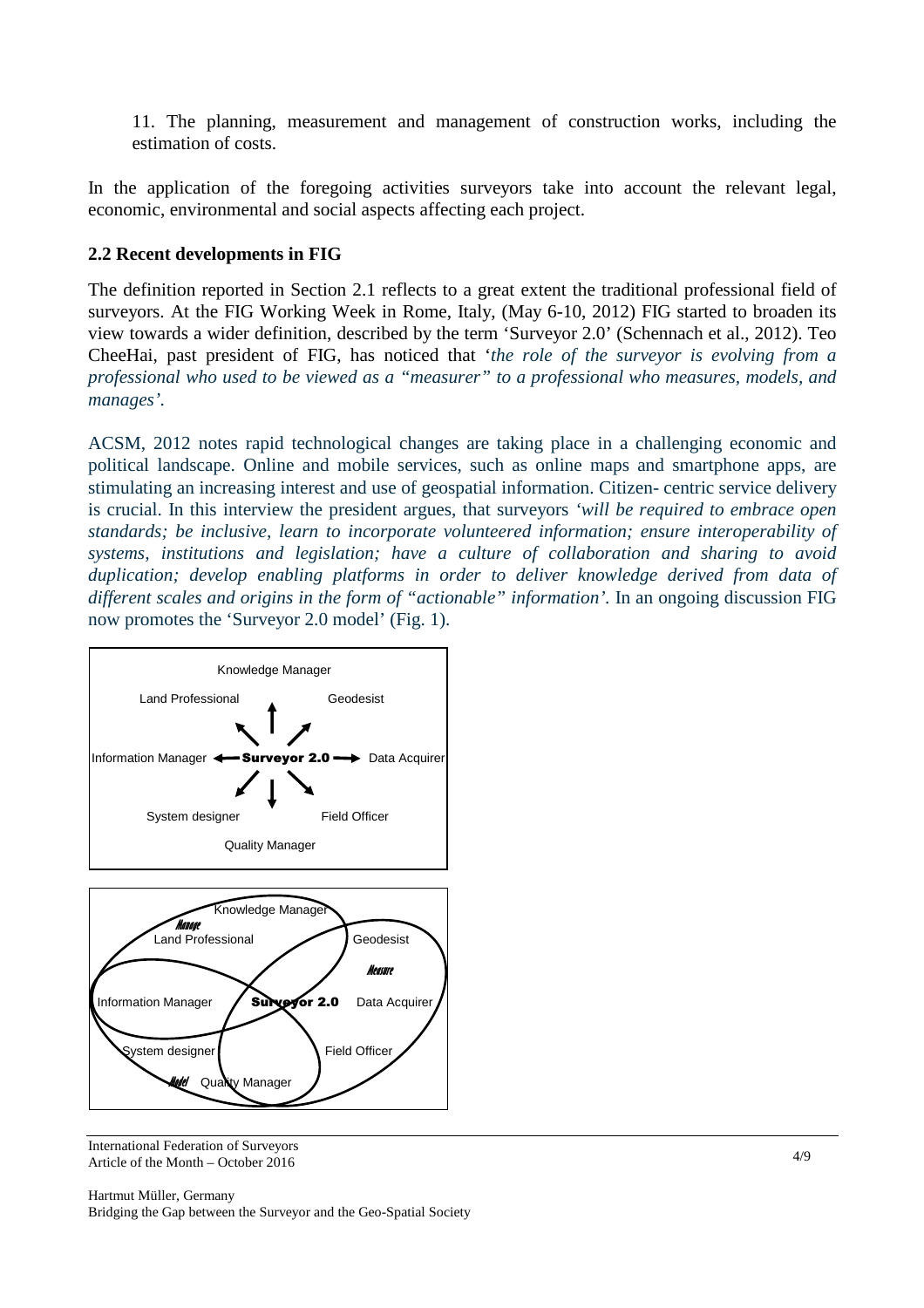11. The planning, measurement and management of construction works, including the estimation of costs.

In the application of the foregoing activities surveyors take into account the relevant legal, economic, environmental and social aspects affecting each project.

### 2.2 Recent developments in FIG

The definition reported in Section 2.1 reflects to a great extent the traditional professional field of surveyors. At the FIG Working Week in Rome, Italy, (May 6-10, 2012) FIG started to broaden its view towards a wider definition, described by the term 'Surveyor 2.0' (Schennach et al., 2012). Teo CheeHai, past president of FIG, has noticed that '*the role of the surveyor is evolving from a professional who used to be viewed as a "measurer" to a professional who measures, models, and manages'*.

ACSM, 2012 notes rapid technological changes are taking place in a challenging economic and political landscape. Online and mobile services, such as online maps and smartphone apps, are stimulating an increasing interest and use of geospatial information. Citizen- centric service delivery is crucial. In this interview the president argues, that surveyors *'will be required to embrace open standards; be inclusive, learn to incorporate volunteered information; ensure interoperability of systems, institutions and legislation; have a culture of collaboration and sharing to avoid duplication; develop enabling platforms in order to deliver knowledge derived from data of different scales and origins in the form of "actionable" information'.* In an ongoing discussion FIG now promotes the 'Surveyor 2.0 model' (Fig. 1).

Knowledge Manager

Land Professional | Geodesist

Information Manager ← **Surveyor 2.0** → Data Acquirer

System designer | Field Officer

Quality Manager

*Manage* | *Measure* | *Model*

Knowledge Manager, Land Professional, Geodesist, Information Manager, **Surveyor 2.0**, Data Acquirer, System designer, Field Officer, Quality Manager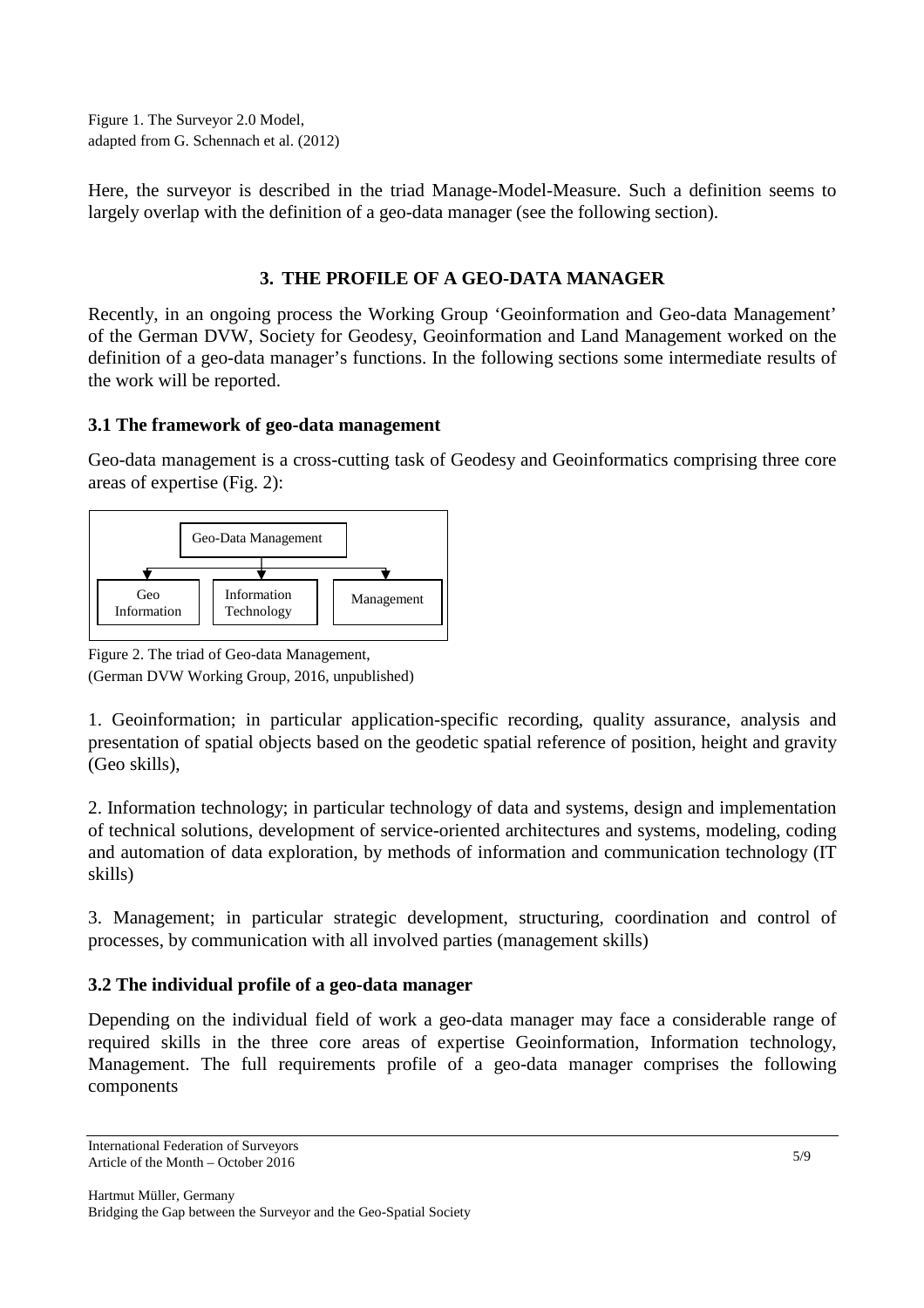Figure 1. The Surveyor 2.0 Model, adapted from G. Schennach et al. (2012)

Here, the surveyor is described in the triad Manage-Model-Measure. Such a definition seems to largely overlap with the definition of a geo-data manager (see the following section).

## 3. THE PROFILE OF A GEO-DATA MANAGER

Recently, in an ongoing process the Working Group 'Geoinformation and Geo-data Management' of the German DVW, Society for Geodesy, Geoinformation and Land Management worked on the definition of a geo-data manager's functions. In the following sections some intermediate results of the work will be reported.

### 3.1 The framework of geo-data management

Geo-data management is a cross-cutting task of Geodesy and Geoinformatics comprising three core areas of expertise (Fig. 2):

Geo-Data Management

Geo Information | Information Technology | Management

Figure 2. The triad of Geo-data Management, (German DVW Working Group, 2016, unpublished)

1. Geoinformation; in particular application-specific recording, quality assurance, analysis and presentation of spatial objects based on the geodetic spatial reference of position, height and gravity (Geo skills),

2. Information technology; in particular technology of data and systems, design and implementation of technical solutions, development of service-oriented architectures and systems, modeling, coding and automation of data exploration, by methods of information and communication technology (IT skills)

3. Management; in particular strategic development, structuring, coordination and control of processes, by communication with all involved parties (management skills)

### 3.2 The individual profile of a geo-data manager

Depending on the individual field of work a geo-data manager may face a considerable range of required skills in the three core areas of expertise Geoinformation, Information technology, Management. The full requirements profile of a geo-data manager comprises the following components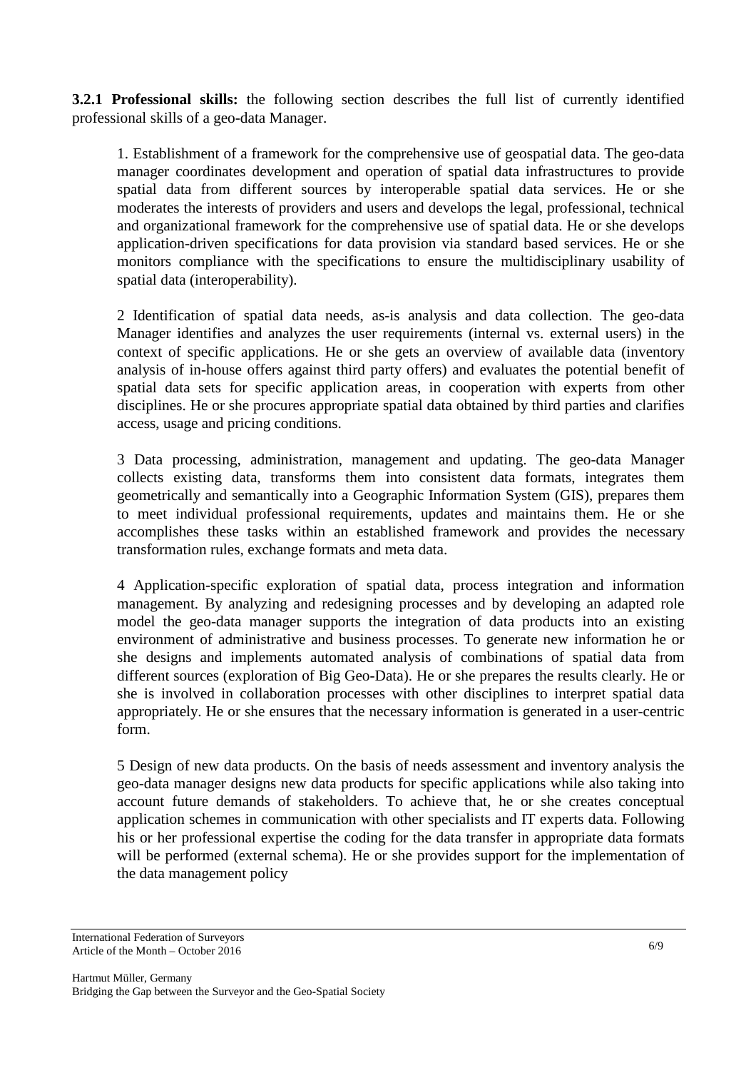**3.2.1 Professional skills:** the following section describes the full list of currently identified professional skills of a geo-data Manager.

1. Establishment of a framework for the comprehensive use of geospatial data. The geo-data manager coordinates development and operation of spatial data infrastructures to provide spatial data from different sources by interoperable spatial data services. He or she moderates the interests of providers and users and develops the legal, professional, technical and organizational framework for the comprehensive use of spatial data. He or she develops application-driven specifications for data provision via standard based services. He or she monitors compliance with the specifications to ensure the multidisciplinary usability of spatial data (interoperability).

2 Identification of spatial data needs, as-is analysis and data collection. The geo-data Manager identifies and analyzes the user requirements (internal vs. external users) in the context of specific applications. He or she gets an overview of available data (inventory analysis of in-house offers against third party offers) and evaluates the potential benefit of spatial data sets for specific application areas, in cooperation with experts from other disciplines. He or she procures appropriate spatial data obtained by third parties and clarifies access, usage and pricing conditions.

3 Data processing, administration, management and updating. The geo-data Manager collects existing data, transforms them into consistent data formats, integrates them geometrically and semantically into a Geographic Information System (GIS), prepares them to meet individual professional requirements, updates and maintains them. He or she accomplishes these tasks within an established framework and provides the necessary transformation rules, exchange formats and meta data.

4 Application-specific exploration of spatial data, process integration and information management. By analyzing and redesigning processes and by developing an adapted role model the geo-data manager supports the integration of data products into an existing environment of administrative and business processes. To generate new information he or she designs and implements automated analysis of combinations of spatial data from different sources (exploration of Big Geo-Data). He or she prepares the results clearly. He or she is involved in collaboration processes with other disciplines to interpret spatial data appropriately. He or she ensures that the necessary information is generated in a user-centric form.

5 Design of new data products. On the basis of needs assessment and inventory analysis the geo-data manager designs new data products for specific applications while also taking into account future demands of stakeholders. To achieve that, he or she creates conceptual application schemes in communication with other specialists and IT experts data. Following his or her professional expertise the coding for the data transfer in appropriate data formats will be performed (external schema). He or she provides support for the implementation of the data management policy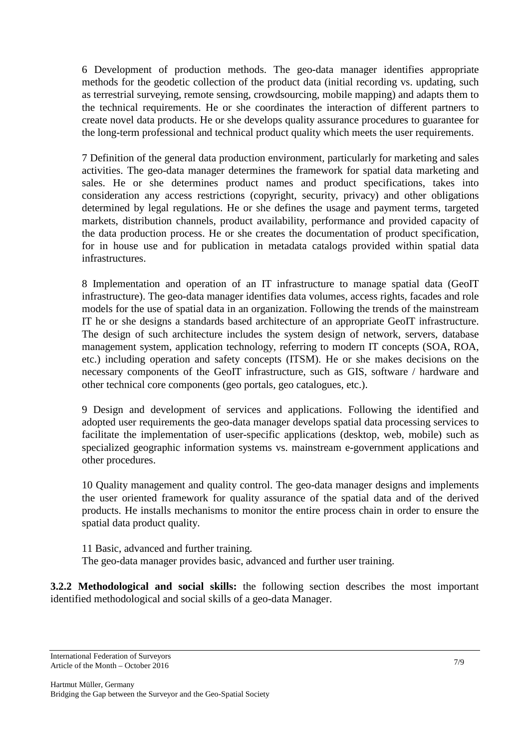6 Development of production methods. The geo-data manager identifies appropriate methods for the geodetic collection of the product data (initial recording vs. updating, such as terrestrial surveying, remote sensing, crowdsourcing, mobile mapping) and adapts them to the technical requirements. He or she coordinates the interaction of different partners to create novel data products. He or she develops quality assurance procedures to guarantee for the long-term professional and technical product quality which meets the user requirements.

7 Definition of the general data production environment, particularly for marketing and sales activities. The geo-data manager determines the framework for spatial data marketing and sales. He or she determines product names and product specifications, takes into consideration any access restrictions (copyright, security, privacy) and other obligations determined by legal regulations. He or she defines the usage and payment terms, targeted markets, distribution channels, product availability, performance and provided capacity of the data production process. He or she creates the documentation of product specification, for in house use and for publication in metadata catalogs provided within spatial data infrastructures.

8 Implementation and operation of an IT infrastructure to manage spatial data (GeoIT infrastructure). The geo-data manager identifies data volumes, access rights, facades and role models for the use of spatial data in an organization. Following the trends of the mainstream IT he or she designs a standards based architecture of an appropriate GeoIT infrastructure. The design of such architecture includes the system design of network, servers, database management system, application technology, referring to modern IT concepts (SOA, ROA, etc.) including operation and safety concepts (ITSM). He or she makes decisions on the necessary components of the GeoIT infrastructure, such as GIS, software / hardware and other technical core components (geo portals, geo catalogues, etc.).

9 Design and development of services and applications. Following the identified and adopted user requirements the geo-data manager develops spatial data processing services to facilitate the implementation of user-specific applications (desktop, web, mobile) such as specialized geographic information systems vs. mainstream e-government applications and other procedures.

10 Quality management and quality control. The geo-data manager designs and implements the user oriented framework for quality assurance of the spatial data and of the derived products. He installs mechanisms to monitor the entire process chain in order to ensure the spatial data product quality.

11 Basic, advanced and further training.
The geo-data manager provides basic, advanced and further user training.

**3.2.2 Methodological and social skills:** the following section describes the most important identified methodological and social skills of a geo-data Manager.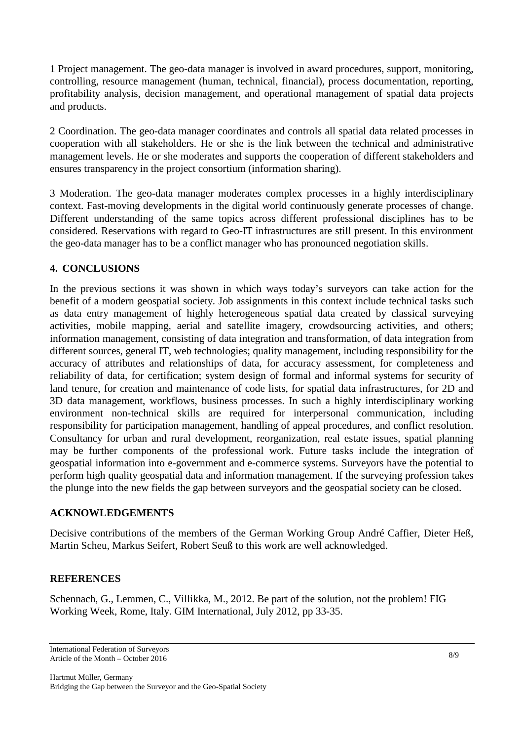1 Project management. The geo-data manager is involved in award procedures, support, monitoring, controlling, resource management (human, technical, financial), process documentation, reporting, profitability analysis, decision management, and operational management of spatial data projects and products.

2 Coordination. The geo-data manager coordinates and controls all spatial data related processes in cooperation with all stakeholders. He or she is the link between the technical and administrative management levels. He or she moderates and supports the cooperation of different stakeholders and ensures transparency in the project consortium (information sharing).

3 Moderation. The geo-data manager moderates complex processes in a highly interdisciplinary context. Fast-moving developments in the digital world continuously generate processes of change. Different understanding of the same topics across different professional disciplines has to be considered. Reservations with regard to Geo-IT infrastructures are still present. In this environment the geo-data manager has to be a conflict manager who has pronounced negotiation skills.

## 4. CONCLUSIONS

In the previous sections it was shown in which ways today's surveyors can take action for the benefit of a modern geospatial society. Job assignments in this context include technical tasks such as data entry management of highly heterogeneous spatial data created by classical surveying activities, mobile mapping, aerial and satellite imagery, crowdsourcing activities, and others; information management, consisting of data integration and transformation, of data integration from different sources, general IT, web technologies; quality management, including responsibility for the accuracy of attributes and relationships of data, for accuracy assessment, for completeness and reliability of data, for certification; system design of formal and informal systems for security of land tenure, for creation and maintenance of code lists, for spatial data infrastructures, for 2D and 3D data management, workflows, business processes. In such a highly interdisciplinary working environment non-technical skills are required for interpersonal communication, including responsibility for participation management, handling of appeal procedures, and conflict resolution. Consultancy for urban and rural development, reorganization, real estate issues, spatial planning may be further components of the professional work. Future tasks include the integration of geospatial information into e-government and e-commerce systems. Surveyors have the potential to perform high quality geospatial data and information management. If the surveying profession takes the plunge into the new fields the gap between surveyors and the geospatial society can be closed.

## ACKNOWLEDGEMENTS

Decisive contributions of the members of the German Working Group André Caffier, Dieter Heß, Martin Scheu, Markus Seifert, Robert Seuß to this work are well acknowledged.

## REFERENCES

Schennach, G., Lemmen, C., Villikka, M., 2012. Be part of the solution, not the problem! FIG Working Week, Rome, Italy. GIM International, July 2012, pp 33-35.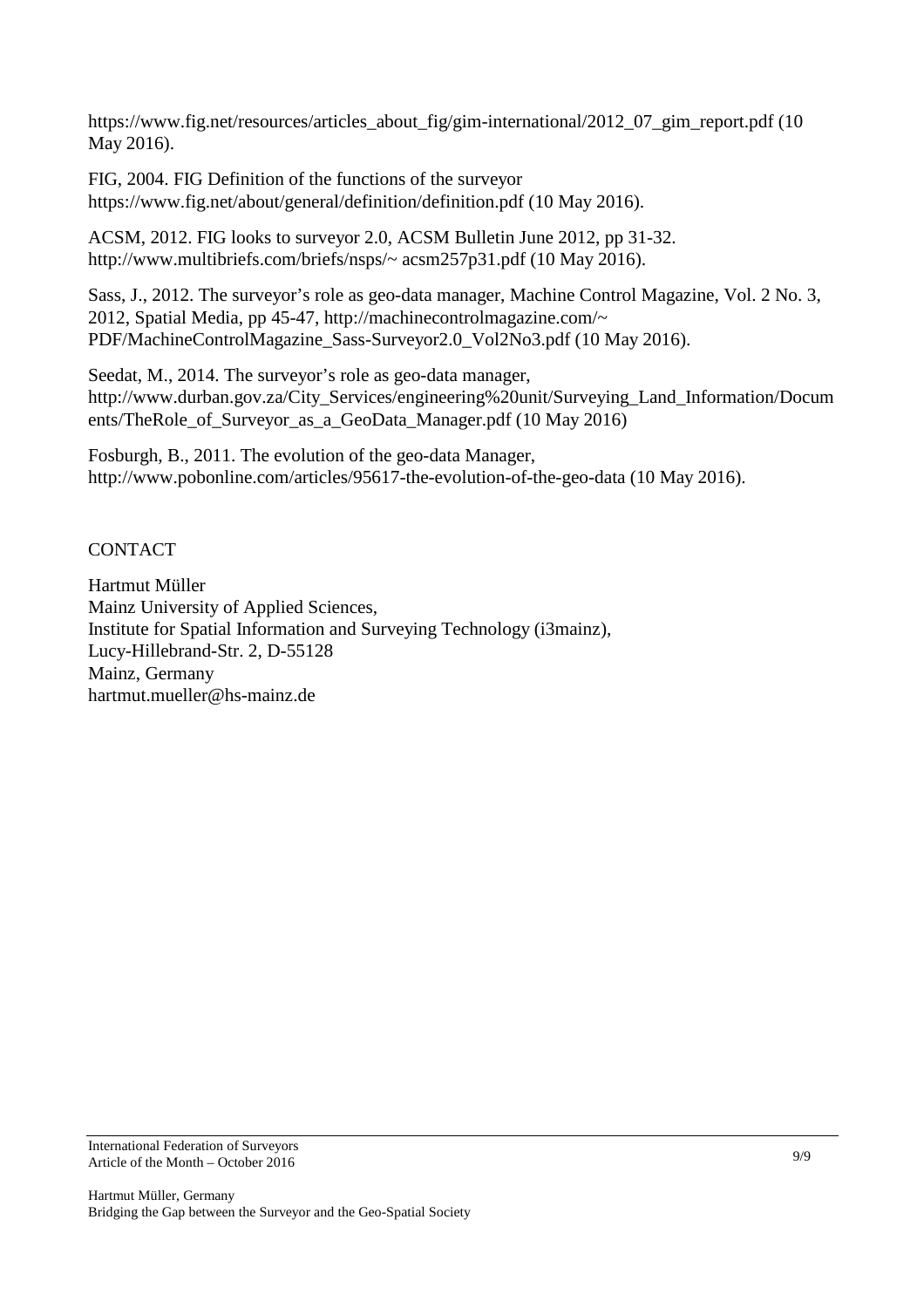https://www.fig.net/resources/articles_about_fig/gim-international/2012_07_gim_report.pdf (10 May 2016).

FIG, 2004. FIG Definition of the functions of the surveyor https://www.fig.net/about/general/definition/definition.pdf (10 May 2016).

ACSM, 2012. FIG looks to surveyor 2.0, ACSM Bulletin June 2012, pp 31-32. http://www.multibriefs.com/briefs/nsps/~ acsm257p31.pdf (10 May 2016).

Sass, J., 2012. The surveyor's role as geo-data manager, Machine Control Magazine, Vol. 2 No. 3, 2012, Spatial Media, pp 45-47, http://machinecontrolmagazine.com/~ PDF/MachineControlMagazine_Sass-Surveyor2.0_Vol2No3.pdf (10 May 2016).

Seedat, M., 2014. The surveyor's role as geo-data manager, http://www.durban.gov.za/City_Services/engineering%20unit/Surveying_Land_Information/Documents/TheRole_of_Surveyor_as_a_GeoData_Manager.pdf (10 May 2016)

Fosburgh, B., 2011. The evolution of the geo-data Manager, http://www.pobonline.com/articles/95617-the-evolution-of-the-geo-data (10 May 2016).

## CONTACT

Hartmut Müller
Mainz University of Applied Sciences,
Institute for Spatial Information and Surveying Technology (i3mainz),
Lucy-Hillebrand-Str. 2, D-55128
Mainz, Germany
hartmut.mueller@hs-mainz.de